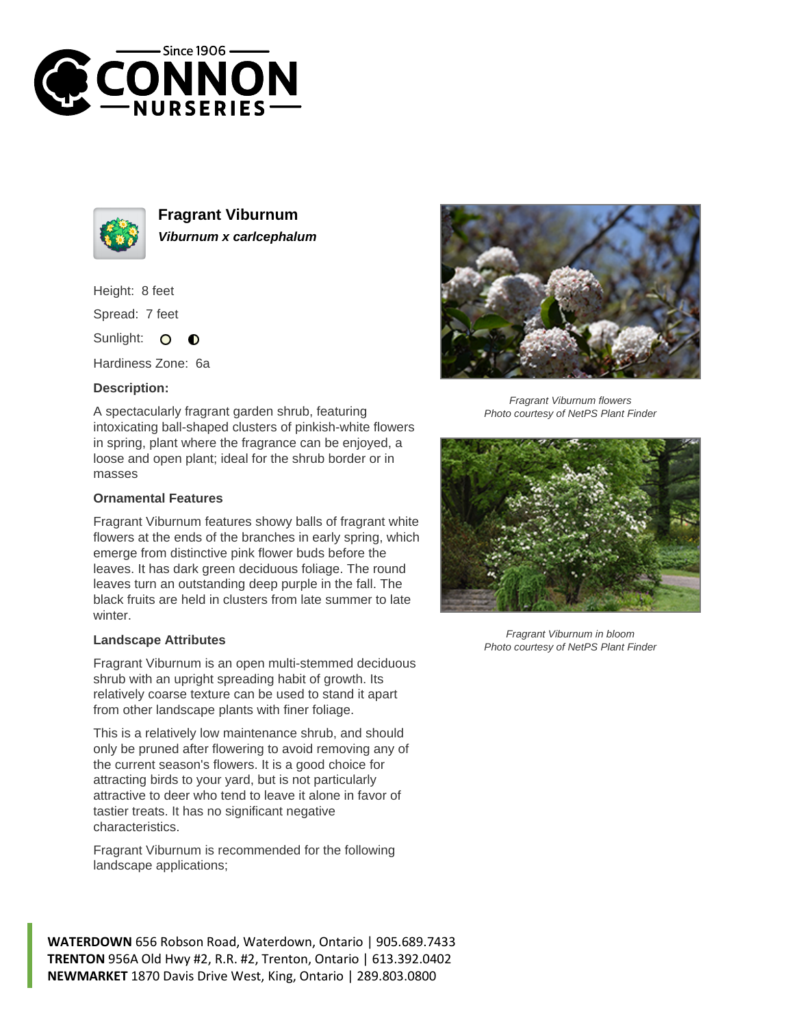# Fragrant Viburnum

***Viburnum x carlcephalum***

Height: 8 feet

Spread: 7 feet

Sunlight:

Hardiness Zone: 6a

### Description:

A spectacularly fragrant garden shrub, featuring intoxicating ball-shaped clusters of pinkish-white flowers in spring, plant where the fragrance can be enjoyed, a loose and open plant; ideal for the shrub border or in masses

### Ornamental Features

Fragrant Viburnum features showy balls of fragrant white flowers at the ends of the branches in early spring, which emerge from distinctive pink flower buds before the leaves. It has dark green deciduous foliage. The round leaves turn an outstanding deep purple in the fall. The black fruits are held in clusters from late summer to late winter.

### Landscape Attributes

Fragrant Viburnum is an open multi-stemmed deciduous shrub with an upright spreading habit of growth. Its relatively coarse texture can be used to stand it apart from other landscape plants with finer foliage.

This is a relatively low maintenance shrub, and should only be pruned after flowering to avoid removing any of the current season's flowers. It is a good choice for attracting birds to your yard, but is not particularly attractive to deer who tend to leave it alone in favor of tastier treats. It has no significant negative characteristics.

Fragrant Viburnum is recommended for the following landscape applications;

*Fragrant Viburnum flowers*
*Photo courtesy of NetPS Plant Finder*

*Fragrant Viburnum in bloom*
*Photo courtesy of NetPS Plant Finder*

**WATERDOWN** 656 Robson Road, Waterdown, Ontario | 905.689.7433
**TRENTON** 956A Old Hwy #2, R.R. #2, Trenton, Ontario | 613.392.0402
**NEWMARKET** 1870 Davis Drive West, King, Ontario | 289.803.0800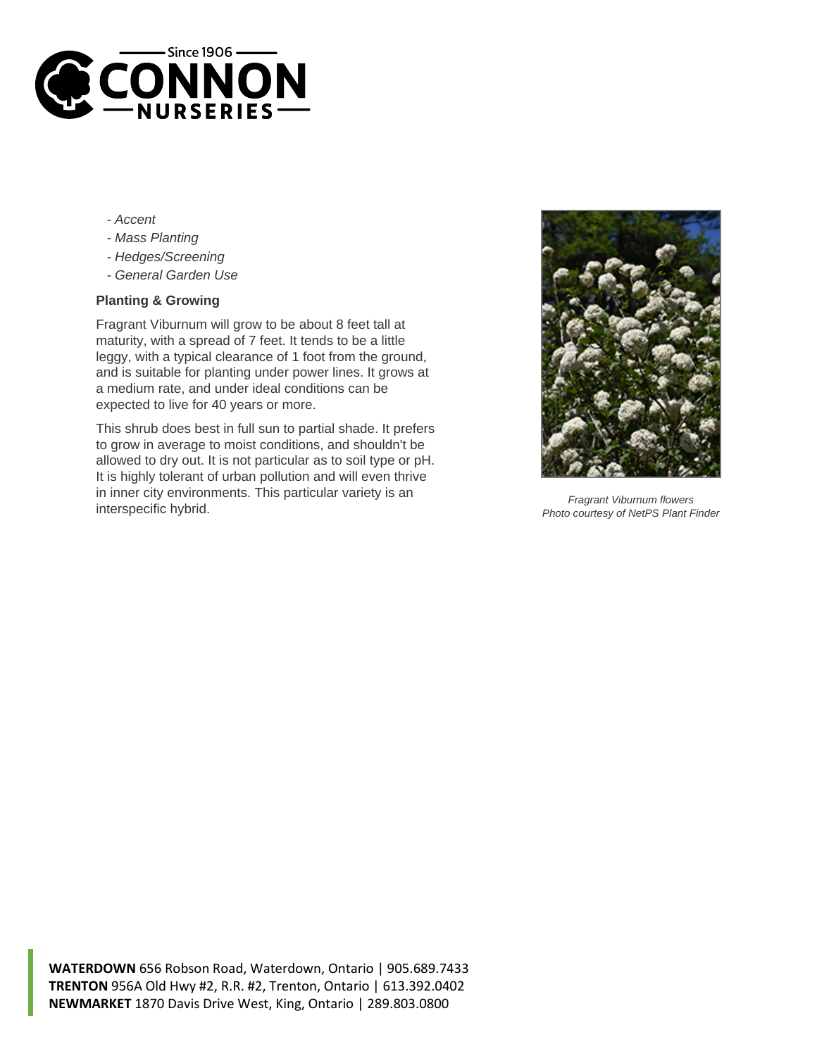- *Accent*
- *Mass Planting*
- *Hedges/Screening*
- *General Garden Use*

**Planting & Growing**

Fragrant Viburnum will grow to be about 8 feet tall at maturity, with a spread of 7 feet. It tends to be a little leggy, with a typical clearance of 1 foot from the ground, and is suitable for planting under power lines. It grows at a medium rate, and under ideal conditions can be expected to live for 40 years or more.

This shrub does best in full sun to partial shade. It prefers to grow in average to moist conditions, and shouldn't be allowed to dry out. It is not particular as to soil type or pH. It is highly tolerant of urban pollution and will even thrive in inner city environments. This particular variety is an interspecific hybrid.

*Fragrant Viburnum flowers*
*Photo courtesy of NetPS Plant Finder*